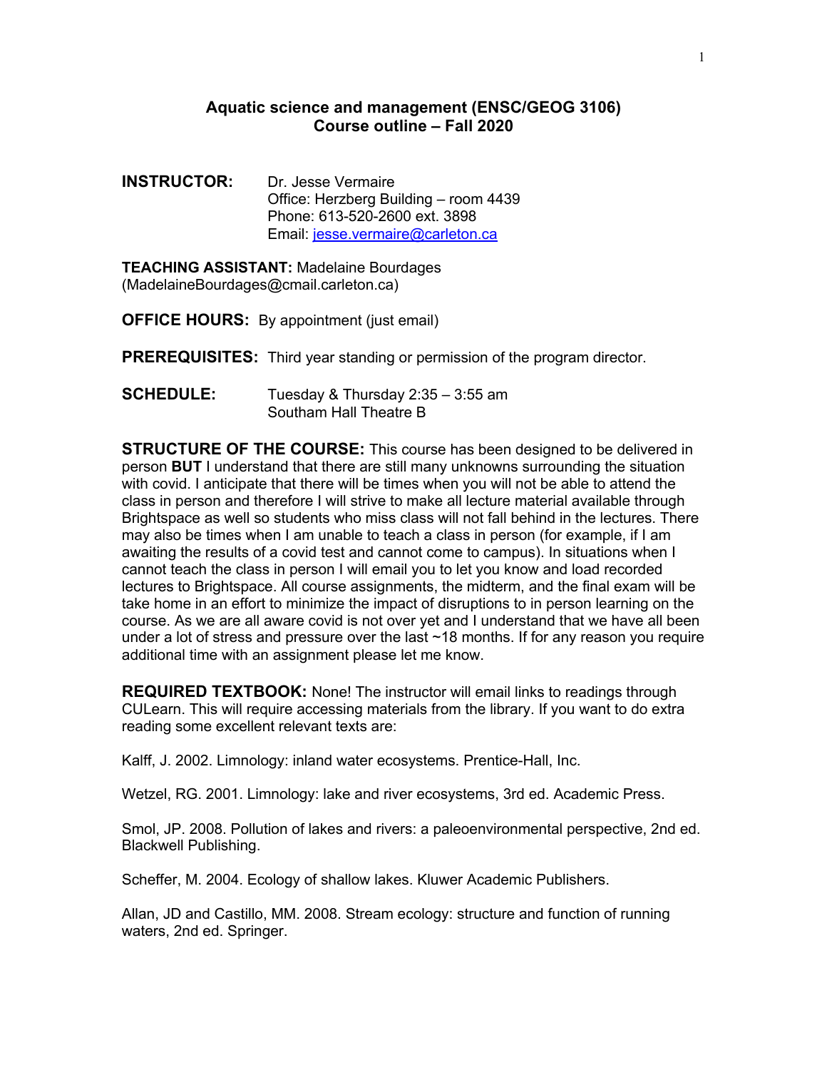# Aquatic science and management (ENSC/GEOG 3106)
## Course outline – Fall 2020

**INSTRUCTOR:** Dr. Jesse Vermaire
Office: Herzberg Building – room 4439
Phone: 613-520-2600 ext. 3898
Email: jesse.vermaire@carleton.ca

**TEACHING ASSISTANT:** Madelaine Bourdages (MadelaineBourdages@cmail.carleton.ca)

**OFFICE HOURS:** By appointment (just email)

**PREREQUISITES:** Third year standing or permission of the program director.

**SCHEDULE:** Tuesday & Thursday 2:35 – 3:55 am
Southam Hall Theatre B

**STRUCTURE OF THE COURSE:** This course has been designed to be delivered in person **BUT** I understand that there are still many unknowns surrounding the situation with covid. I anticipate that there will be times when you will not be able to attend the class in person and therefore I will strive to make all lecture material available through Brightspace as well so students who miss class will not fall behind in the lectures. There may also be times when I am unable to teach a class in person (for example, if I am awaiting the results of a covid test and cannot come to campus). In situations when I cannot teach the class in person I will email you to let you know and load recorded lectures to Brightspace. All course assignments, the midterm, and the final exam will be take home in an effort to minimize the impact of disruptions to in person learning on the course. As we are all aware covid is not over yet and I understand that we have all been under a lot of stress and pressure over the last ~18 months. If for any reason you require additional time with an assignment please let me know.

**REQUIRED TEXTBOOK:** None! The instructor will email links to readings through CULearn. This will require accessing materials from the library. If you want to do extra reading some excellent relevant texts are:

Kalff, J. 2002. Limnology: inland water ecosystems. Prentice-Hall, Inc.

Wetzel, RG. 2001. Limnology: lake and river ecosystems, 3rd ed. Academic Press.

Smol, JP. 2008. Pollution of lakes and rivers: a paleoenvironmental perspective, 2nd ed. Blackwell Publishing.

Scheffer, M. 2004. Ecology of shallow lakes. Kluwer Academic Publishers.

Allan, JD and Castillo, MM. 2008. Stream ecology: structure and function of running waters, 2nd ed. Springer.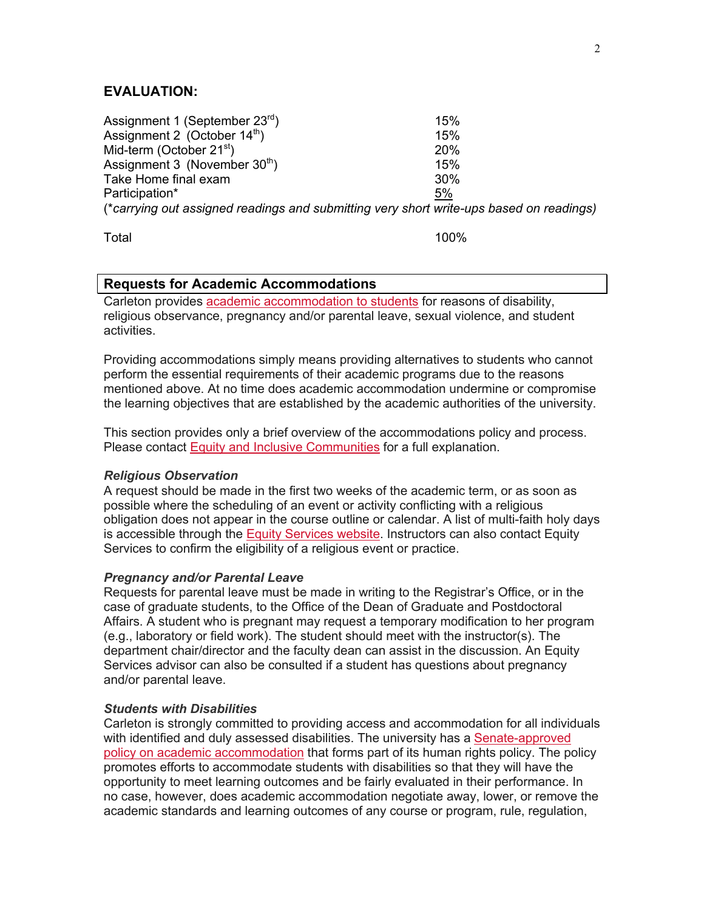## EVALUATION:

| | |
|---|---|
| Assignment 1 (September 23rd) | 15% |
| Assignment 2 (October 14th) | 15% |
| Mid-term (October 21st) | 20% |
| Assignment 3 (November 30th) | 15% |
| Take Home final exam | 30% |
| Participation* | 5% |

(*carrying out assigned readings and submitting very short write-ups based on readings)*

| | |
|---|---|
| Total | 100% |

## Requests for Academic Accommodations

Carleton provides academic accommodation to students for reasons of disability, religious observance, pregnancy and/or parental leave, sexual violence, and student activities.

Providing accommodations simply means providing alternatives to students who cannot perform the essential requirements of their academic programs due to the reasons mentioned above. At no time does academic accommodation undermine or compromise the learning objectives that are established by the academic authorities of the university.

This section provides only a brief overview of the accommodations policy and process. Please contact Equity and Inclusive Communities for a full explanation.

### *Religious Observation*

A request should be made in the first two weeks of the academic term, or as soon as possible where the scheduling of an event or activity conflicting with a religious obligation does not appear in the course outline or calendar. A list of multi-faith holy days is accessible through the Equity Services website. Instructors can also contact Equity Services to confirm the eligibility of a religious event or practice.

### *Pregnancy and/or Parental Leave*

Requests for parental leave must be made in writing to the Registrar's Office, or in the case of graduate students, to the Office of the Dean of Graduate and Postdoctoral Affairs. A student who is pregnant may request a temporary modification to her program (e.g., laboratory or field work). The student should meet with the instructor(s). The department chair/director and the faculty dean can assist in the discussion. An Equity Services advisor can also be consulted if a student has questions about pregnancy and/or parental leave.

### *Students with Disabilities*

Carleton is strongly committed to providing access and accommodation for all individuals with identified and duly assessed disabilities. The university has a Senate-approved policy on academic accommodation that forms part of its human rights policy. The policy promotes efforts to accommodate students with disabilities so that they will have the opportunity to meet learning outcomes and be fairly evaluated in their performance. In no case, however, does academic accommodation negotiate away, lower, or remove the academic standards and learning outcomes of any course or program, rule, regulation,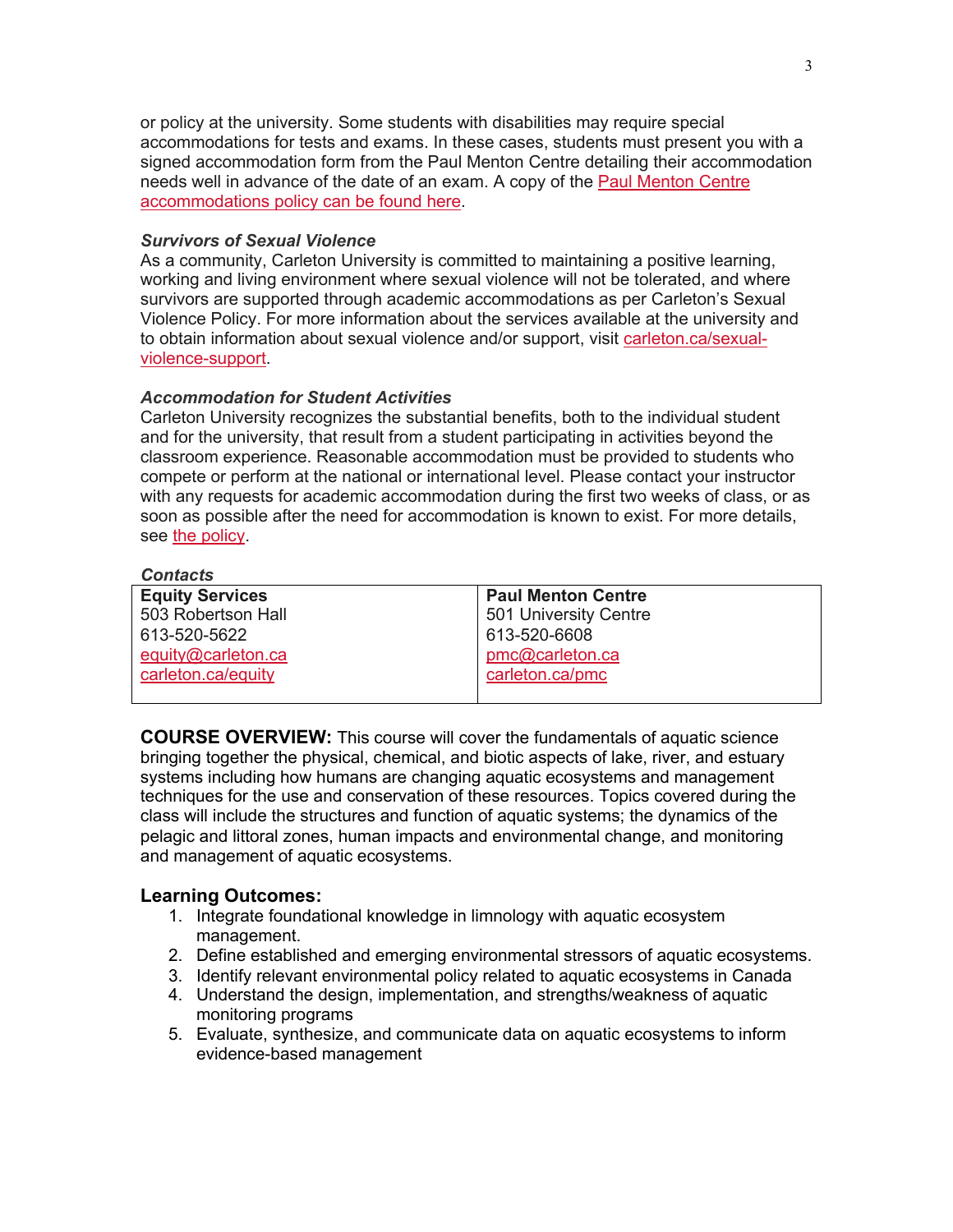or policy at the university. Some students with disabilities may require special accommodations for tests and exams. In these cases, students must present you with a signed accommodation form from the Paul Menton Centre detailing their accommodation needs well in advance of the date of an exam. A copy of the Paul Menton Centre accommodations policy can be found here.

***Survivors of Sexual Violence***

As a community, Carleton University is committed to maintaining a positive learning, working and living environment where sexual violence will not be tolerated, and where survivors are supported through academic accommodations as per Carleton's Sexual Violence Policy. For more information about the services available at the university and to obtain information about sexual violence and/or support, visit carleton.ca/sexual-violence-support.

***Accommodation for Student Activities***

Carleton University recognizes the substantial benefits, both to the individual student and for the university, that result from a student participating in activities beyond the classroom experience. Reasonable accommodation must be provided to students who compete or perform at the national or international level. Please contact your instructor with any requests for academic accommodation during the first two weeks of class, or as soon as possible after the need for accommodation is known to exist. For more details, see the policy.

***Contacts***

| **Equity Services** | **Paul Menton Centre** |
|---|---|
| 503 Robertson Hall | 501 University Centre |
| 613-520-5622 | 613-520-6608 |
| equity@carleton.ca | pmc@carleton.ca |
| carleton.ca/equity | carleton.ca/pmc |

**COURSE OVERVIEW:** This course will cover the fundamentals of aquatic science bringing together the physical, chemical, and biotic aspects of lake, river, and estuary systems including how humans are changing aquatic ecosystems and management techniques for the use and conservation of these resources. Topics covered during the class will include the structures and function of aquatic systems; the dynamics of the pelagic and littoral zones, human impacts and environmental change, and monitoring and management of aquatic ecosystems.

## Learning Outcomes:

1. Integrate foundational knowledge in limnology with aquatic ecosystem management.
2. Define established and emerging environmental stressors of aquatic ecosystems.
3. Identify relevant environmental policy related to aquatic ecosystems in Canada
4. Understand the design, implementation, and strengths/weakness of aquatic monitoring programs
5. Evaluate, synthesize, and communicate data on aquatic ecosystems to inform evidence-based management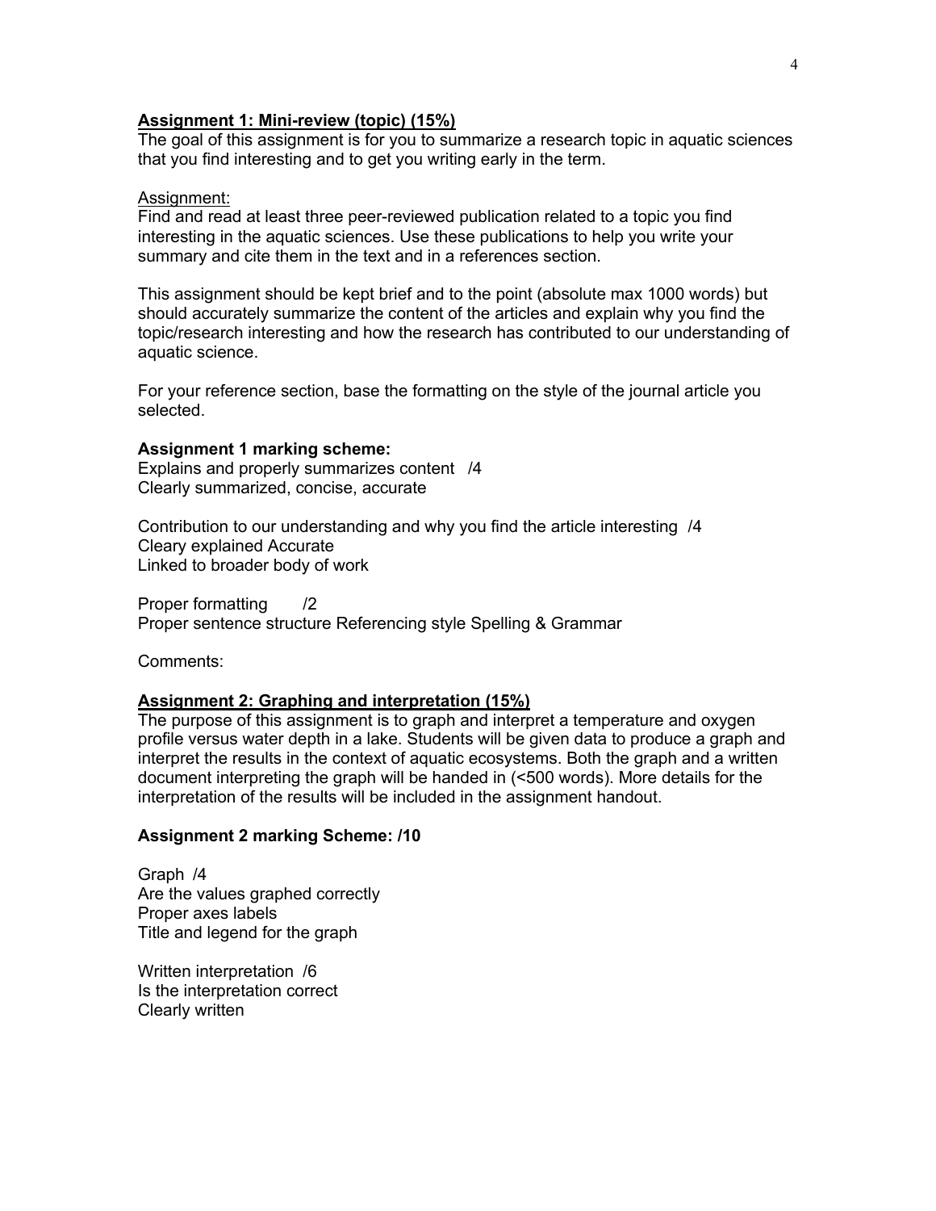**<u>Assignment 1: Mini-review (topic) (15%)</u>**

The goal of this assignment is for you to summarize a research topic in aquatic sciences that you find interesting and to get you writing early in the term.

<u>Assignment:</u>

Find and read at least three peer-reviewed publication related to a topic you find interesting in the aquatic sciences. Use these publications to help you write your summary and cite them in the text and in a references section.

This assignment should be kept brief and to the point (absolute max 1000 words) but should accurately summarize the content of the articles and explain why you find the topic/research interesting and how the research has contributed to our understanding of aquatic science.

For your reference section, base the formatting on the style of the journal article you selected.

**Assignment 1 marking scheme:**

Explains and properly summarizes content /4
Clearly summarized, concise, accurate

Contribution to our understanding and why you find the article interesting /4
Cleary explained Accurate
Linked to broader body of work

Proper formatting /2
Proper sentence structure Referencing style Spelling & Grammar

Comments:

**<u>Assignment 2: Graphing and interpretation (15%)</u>**

The purpose of this assignment is to graph and interpret a temperature and oxygen profile versus water depth in a lake. Students will be given data to produce a graph and interpret the results in the context of aquatic ecosystems. Both the graph and a written document interpreting the graph will be handed in (<500 words). More details for the interpretation of the results will be included in the assignment handout.

**Assignment 2 marking Scheme: /10**

Graph /4
Are the values graphed correctly
Proper axes labels
Title and legend for the graph

Written interpretation /6
Is the interpretation correct
Clearly written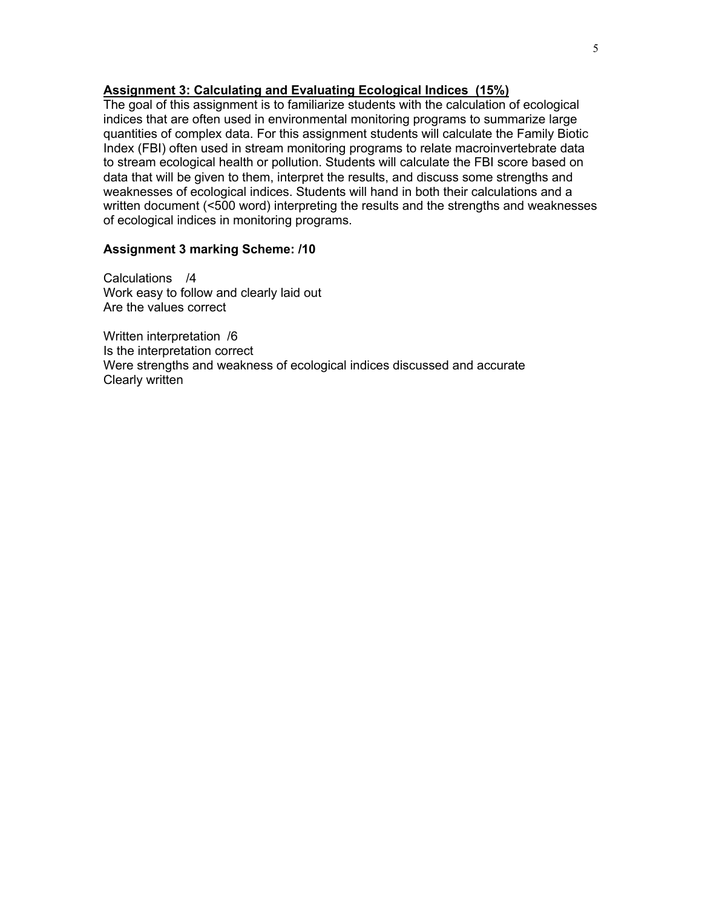**Assignment 3: Calculating and Evaluating Ecological Indices (15%)**

The goal of this assignment is to familiarize students with the calculation of ecological indices that are often used in environmental monitoring programs to summarize large quantities of complex data. For this assignment students will calculate the Family Biotic Index (FBI) often used in stream monitoring programs to relate macroinvertebrate data to stream ecological health or pollution. Students will calculate the FBI score based on data that will be given to them, interpret the results, and discuss some strengths and weaknesses of ecological indices. Students will hand in both their calculations and a written document (<500 word) interpreting the results and the strengths and weaknesses of ecological indices in monitoring programs.

**Assignment 3 marking Scheme: /10**

Calculations /4
Work easy to follow and clearly laid out
Are the values correct

Written interpretation /6
Is the interpretation correct
Were strengths and weakness of ecological indices discussed and accurate
Clearly written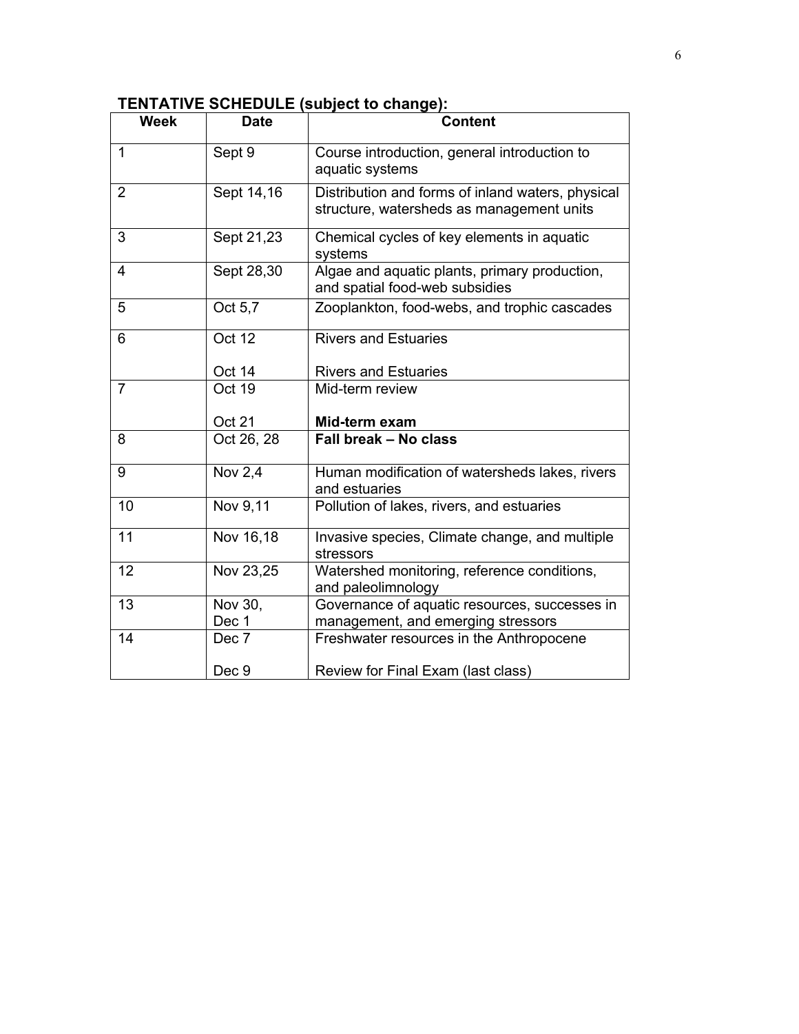**TENTATIVE SCHEDULE (subject to change):**

| Week | Date | Content |
|---|---|---|
| 1 | Sept 9 | Course introduction, general introduction to aquatic systems |
| 2 | Sept 14,16 | Distribution and forms of inland waters, physical structure, watersheds as management units |
| 3 | Sept 21,23 | Chemical cycles of key elements in aquatic systems |
| 4 | Sept 28,30 | Algae and aquatic plants, primary production, and spatial food-web subsidies |
| 5 | Oct 5,7 | Zooplankton, food-webs, and trophic cascades |
| 6 | Oct 12<br><br>Oct 14 | Rivers and Estuaries<br><br>Rivers and Estuaries |
| 7 | Oct 19<br><br>Oct 21 | Mid-term review<br><br>**Mid-term exam** |
| 8 | Oct 26, 28 | **Fall break – No class** |
| 9 | Nov 2,4 | Human modification of watersheds lakes, rivers and estuaries |
| 10 | Nov 9,11 | Pollution of lakes, rivers, and estuaries |
| 11 | Nov 16,18 | Invasive species, Climate change, and multiple stressors |
| 12 | Nov 23,25 | Watershed monitoring, reference conditions, and paleolimnology |
| 13 | Nov 30, Dec 1 | Governance of aquatic resources, successes in management, and emerging stressors |
| 14 | Dec 7<br><br>Dec 9 | Freshwater resources in the Anthropocene<br><br>Review for Final Exam (last class) |